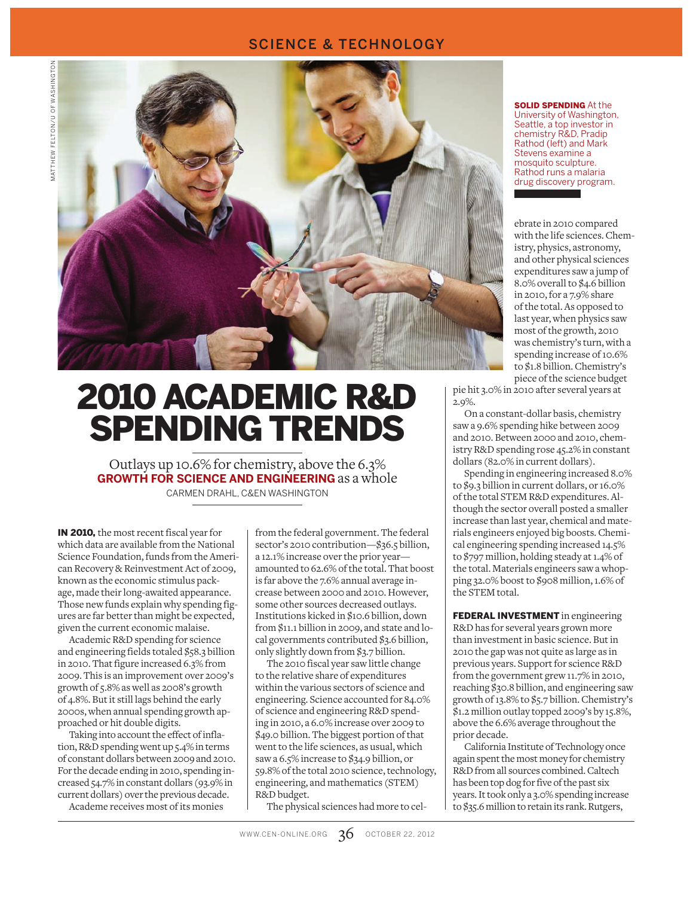SCIENCE & TECHNOLOGY

**SOLID SPENDING** At the University of Washington, Seattle, a top investor in chemistry R&D, Pradip Rathod (left) and Mark Stevens examine a mosquito sculpture. Rathod runs a malaria drug discovery program.

# 2010 ACADEMIC R&D SPENDING TRENDS

Outlays up 10.6% for chemistry, above the 6.3% **GROWTH FOR SCIENCE AND ENGINEERING** as a whole

CARMEN DRAHL, C&EN WASHINGTON

**IN 2010,** the most recent fiscal year for which data are available from the National Science Foundation, funds from the American Recovery & Reinvestment Act of 2009, known as the economic stimulus package, made their long-awaited appearance. Those new funds explain why spending figures are far better than might be expected, given the current economic malaise.

Academic R&D spending for science and engineering fields totaled $58.3 billion in 2010. That figure increased 6.3% from 2009. This is an improvement over 2009's growth of 5.8% as well as 2008's growth of 4.8%. But it still lags behind the early 2000s, when annual spending growth approached or hit double digits.

Taking into account the effect of inflation, R&D spending went up 5.4% in terms of constant dollars between 2009 and 2010. For the decade ending in 2010, spending increased 54.7% in constant dollars (93.9% in current dollars) over the previous decade.

Academe receives most of its monies from the federal government. The federal sector's 2010 contribution—$36.5 billion, a 12.1% increase over the prior year—amounted to 62.6% of the total. That boost is far above the 7.6% annual average increase between 2000 and 2010. However, some other sources decreased outlays. Institutions kicked in $10.6 billion, down from $11.1 billion in 2009, and state and local governments contributed $3.6 billion, only slightly down from $3.7 billion.

The 2010 fiscal year saw little change to the relative share of expenditures within the various sectors of science and engineering. Science accounted for 84.0% of science and engineering R&D spending in 2010, a 6.0% increase over 2009 to $49.0 billion. The biggest portion of that went to the life sciences, as usual, which saw a 6.5% increase to $34.9 billion, or 59.8% of the total 2010 science, technology, engineering, and mathematics (STEM) R&D budget.

The physical sciences had more to celebrate in 2010 compared with the life sciences. Chemistry, physics, astronomy, and other physical sciences expenditures saw a jump of 8.0% overall to $4.6 billion in 2010, for a 7.9% share of the total. As opposed to last year, when physics saw most of the growth, 2010 was chemistry's turn, with a spending increase of 10.6% to $1.8 billion. Chemistry's piece of the science budget pie hit 3.0% in 2010 after several years at 2.9%.

On a constant-dollar basis, chemistry saw a 9.6% spending hike between 2009 and 2010. Between 2000 and 2010, chemistry R&D spending rose 45.2% in constant dollars (82.0% in current dollars).

Spending in engineering increased 8.0% to $9.3 billion in current dollars, or 16.0% of the total STEM R&D expenditures. Although the sector overall posted a smaller increase than last year, chemical and materials engineers enjoyed big boosts. Chemical engineering spending increased 14.5% to $797 million, holding steady at 1.4% of the total. Materials engineers saw a whopping 32.0% boost to $908 million, 1.6% of the STEM total.

**FEDERAL INVESTMENT** in engineering R&D has for several years grown more than investment in basic science. But in 2010 the gap was not quite as large as in previous years. Support for science R&D from the government grew 11.7% in 2010, reaching $30.8 billion, and engineering saw growth of 13.8% to $5.7 billion. Chemistry's $1.2 million outlay topped 2009's by 15.8%, above the 6.6% average throughout the prior decade.

California Institute of Technology once again spent the most money for chemistry R&D from all sources combined. Caltech has been top dog for five of the past six years. It took only a 3.0% spending increase to $35.6 million to retain its rank. Rutgers,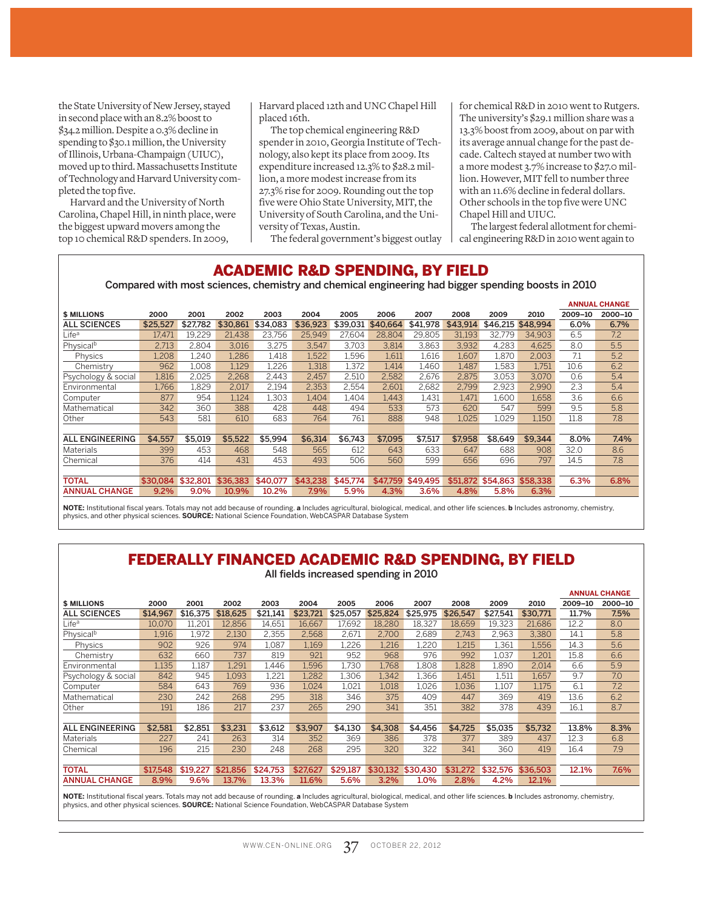the State University of New Jersey, stayed in second place with an 8.2% boost to \$34.2 million. Despite a 0.3% decline in spending to \$30.1 million, the University of Illinois, Urbana-Champaign (UIUC), moved up to third. Massachusetts Institute of Technology and Harvard University completed the top five.

Harvard and the University of North Carolina, Chapel Hill, in ninth place, were the biggest upward movers among the top 10 chemical R&D spenders. In 2009, Harvard placed 12th and UNC Chapel Hill placed 16th.

The top chemical engineering R&D spender in 2010, Georgia Institute of Technology, also kept its place from 2009. Its expenditure increased 12.3% to \$28.2 million, a more modest increase from its 27.3% rise for 2009. Rounding out the top five were Ohio State University, MIT, the University of South Carolina, and the University of Texas, Austin.

The federal government's biggest outlay for chemical R&D in 2010 went to Rutgers. The university's \$29.1 million share was a 13.3% boost from 2009, about on par with its average annual change for the past decade. Caltech stayed at number two with a more modest 3.7% increase to \$27.0 million. However, MIT fell to number three with an 11.6% decline in federal dollars. Other schools in the top five were UNC Chapel Hill and UIUC.

The largest federal allotment for chemical engineering R&D in 2010 went again to

## ACADEMIC R&D SPENDING, BY FIELD

Compared with most sciences, chemistry and chemical engineering had bigger spending boosts in 2010

| \$ MILLIONS | 2000 | 2001 | 2002 | 2003 | 2004 | 2005 | 2006 | 2007 | 2008 | 2009 | 2010 | ANNUAL CHANGE 2009–10 | ANNUAL CHANGE 2000–10 |
|---|---|---|---|---|---|---|---|---|---|---|---|---|---|
| **ALL SCIENCES** | **\$25,527** | **\$27,782** | **\$30,861** | **\$34,083** | **\$36,923** | **\$39,031** | **\$40,664** | **\$41,978** | **\$43,914** | **\$46,215** | **\$48,994** | **6.0%** | **6.7%** |
| Life[a] | 17,471 | 19,229 | 21,438 | 23,756 | 25,949 | 27,604 | 28,804 | 29,805 | 31,193 | 32,779 | 34,903 | 6.5 | 7.2 |
| Physical[b] | 2,713 | 2,804 | 3,016 | 3,275 | 3,547 | 3,703 | 3,814 | 3,863 | 3,932 | 4,283 | 4,625 | 8.0 | 5.5 |
| Physics | 1,208 | 1,240 | 1,286 | 1,418 | 1,522 | 1,596 | 1,611 | 1,616 | 1,607 | 1,870 | 2,003 | 7.1 | 5.2 |
| Chemistry | 962 | 1,008 | 1,129 | 1,226 | 1,318 | 1,372 | 1,414 | 1,460 | 1,487 | 1,583 | 1,751 | 10.6 | 6.2 |
| Psychology & social | 1,816 | 2,025 | 2,268 | 2,443 | 2,457 | 2,510 | 2,582 | 2,676 | 2,875 | 3,053 | 3,070 | 0.6 | 5.4 |
| Environmental | 1,766 | 1,829 | 2,017 | 2,194 | 2,353 | 2,554 | 2,601 | 2,682 | 2,799 | 2,923 | 2,990 | 2.3 | 5.4 |
| Computer | 877 | 954 | 1,124 | 1,303 | 1,404 | 1,404 | 1,443 | 1,431 | 1,471 | 1,600 | 1,658 | 3.6 | 6.6 |
| Mathematical | 342 | 360 | 388 | 428 | 448 | 494 | 533 | 573 | 620 | 547 | 599 | 9.5 | 5.8 |
| Other | 543 | 581 | 610 | 683 | 764 | 761 | 888 | 948 | 1,025 | 1,029 | 1,150 | 11.8 | 7.8 |
| | | | | | | | | | | | | | |
| **ALL ENGINEERING** | **\$4,557** | **\$5,019** | **\$5,522** | **\$5,994** | **\$6,314** | **\$6,743** | **\$7,095** | **\$7,517** | **\$7,958** | **\$8,649** | **\$9,344** | **8.0%** | **7.4%** |
| Materials | 399 | 453 | 468 | 548 | 565 | 612 | 643 | 633 | 647 | 688 | 908 | 32.0 | 8.6 |
| Chemical | 376 | 414 | 431 | 453 | 493 | 506 | 560 | 599 | 656 | 696 | 797 | 14.5 | 7.8 |
| | | | | | | | | | | | | | |
| **TOTAL** | **\$30,084** | **\$32,801** | **\$36,383** | **\$40,077** | **\$43,238** | **\$45,774** | **\$47,759** | **\$49,495** | **\$51,872** | **\$54,863** | **\$58,338** | **6.3%** | **6.8%** |
| **ANNUAL CHANGE** | **9.2%** | **9.0%** | **10.9%** | **10.2%** | **7.9%** | **5.9%** | **4.3%** | **3.6%** | **4.8%** | **5.8%** | **6.3%** | | |

**NOTE:** Institutional fiscal years. Totals may not add because of rounding. **a** Includes agricultural, biological, medical, and other life sciences. **b** Includes astronomy, chemistry, physics, and other physical sciences. **SOURCE:** National Science Foundation, WebCASPAR Database System

## FEDERALLY FINANCED ACADEMIC R&D SPENDING, BY FIELD

All fields increased spending in 2010

| \$ MILLIONS | 2000 | 2001 | 2002 | 2003 | 2004 | 2005 | 2006 | 2007 | 2008 | 2009 | 2010 | ANNUAL CHANGE 2009–10 | ANNUAL CHANGE 2000–10 |
|---|---|---|---|---|---|---|---|---|---|---|---|---|---|
| **ALL SCIENCES** | **\$14,967** | **\$16,375** | **\$18,625** | **\$21,141** | **\$23,721** | **\$25,057** | **\$25,824** | **\$25,975** | **\$26,547** | **\$27,541** | **\$30,771** | **11.7%** | **7.5%** |
| Life[a] | 10,070 | 11,201 | 12,856 | 14,651 | 16,667 | 17,692 | 18,280 | 18,327 | 18,659 | 19,323 | 21,686 | 12.2 | 8.0 |
| Physical[b] | 1,916 | 1,972 | 2,130 | 2,355 | 2,568 | 2,671 | 2,700 | 2,689 | 2,743 | 2,963 | 3,380 | 14.1 | 5.8 |
| Physics | 902 | 926 | 974 | 1,087 | 1,169 | 1,226 | 1,216 | 1,220 | 1,215 | 1,361 | 1,556 | 14.3 | 5.6 |
| Chemistry | 632 | 660 | 737 | 819 | 921 | 952 | 968 | 976 | 992 | 1,037 | 1,201 | 15.8 | 6.6 |
| Environmental | 1,135 | 1,187 | 1,291 | 1,446 | 1,596 | 1,730 | 1,768 | 1,808 | 1,828 | 1,890 | 2,014 | 6.6 | 5.9 |
| Psychology & social | 842 | 945 | 1,093 | 1,221 | 1,282 | 1,306 | 1,342 | 1,366 | 1,451 | 1,511 | 1,657 | 9.7 | 7.0 |
| Computer | 584 | 643 | 769 | 936 | 1,024 | 1,021 | 1,018 | 1,026 | 1,036 | 1,107 | 1,175 | 6.1 | 7.2 |
| Mathematical | 230 | 242 | 268 | 295 | 318 | 346 | 375 | 409 | 447 | 369 | 419 | 13.6 | 6.2 |
| Other | 191 | 186 | 217 | 237 | 265 | 290 | 341 | 351 | 382 | 378 | 439 | 16.1 | 8.7 |
| | | | | | | | | | | | | | |
| **ALL ENGINEERING** | **\$2,581** | **\$2,851** | **\$3,231** | **\$3,612** | **\$3,907** | **\$4,130** | **\$4,308** | **\$4,456** | **\$4,725** | **\$5,035** | **\$5,732** | **13.8%** | **8.3%** |
| Materials | 227 | 241 | 263 | 314 | 352 | 369 | 386 | 378 | 377 | 389 | 437 | 12.3 | 6.8 |
| Chemical | 196 | 215 | 230 | 248 | 268 | 295 | 320 | 322 | 341 | 360 | 419 | 16.4 | 7.9 |
| | | | | | | | | | | | | | |
| **TOTAL** | **\$17,548** | **\$19,227** | **\$21,856** | **\$24,753** | **\$27,627** | **\$29,187** | **\$30,132** | **\$30,430** | **\$31,272** | **\$32,576** | **\$36,503** | **12.1%** | **7.6%** |
| **ANNUAL CHANGE** | **8.9%** | **9.6%** | **13.7%** | **13.3%** | **11.6%** | **5.6%** | **3.2%** | **1.0%** | **2.8%** | **4.2%** | **12.1%** | | |

**NOTE:** Institutional fiscal years. Totals may not add because of rounding. **a** Includes agricultural, biological, medical, and other life sciences. **b** Includes astronomy, chemistry, physics, and other physical sciences. **SOURCE:** National Science Foundation, WebCASPAR Database System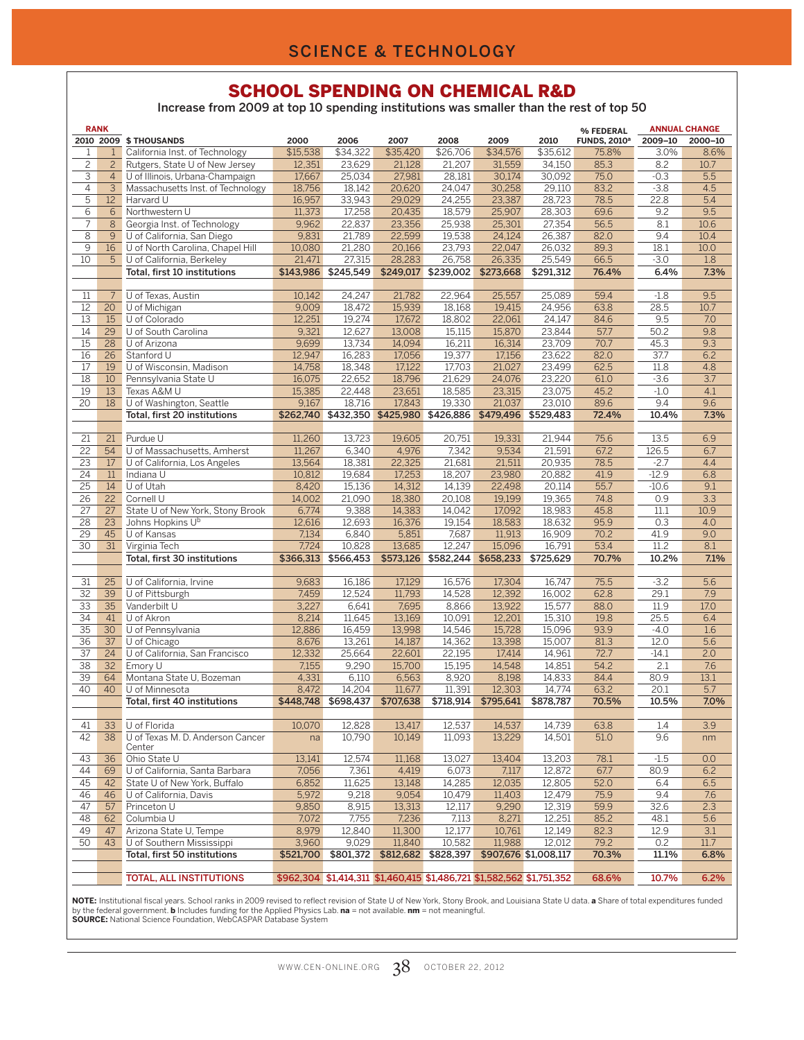## SCIENCE & TECHNOLOGY

# SCHOOL SPENDING ON CHEMICAL R&D

**Increase from 2009 at top 10 spending institutions was smaller than the rest of top 50**

| RANK | | | | | | | | | % FEDERAL | ANNUAL CHANGE | |
|---|---|---|---|---|---|---|---|---|---|---|---|
| 2010 | 2009 | $ THOUSANDS | 2000 | 2006 | 2007 | 2008 | 2009 | 2010 | FUNDS, 2010[a] | 2009–10 | 2000–10 |
| 1 | 1 | California Inst. of Technology | $15,538 | $34,322 | $35,420 | $26,706 | $34,576 | $35,612 | 75.8% | 3.0% | 8.6% |
| 2 | 2 | Rutgers, State U of New Jersey | 12,351 | 23,629 | 21,128 | 21,207 | 31,559 | 34,150 | 85.3 | 8.2 | 10.7 |
| 3 | 4 | U of Illinois, Urbana-Champaign | 17,667 | 25,034 | 27,981 | 28,181 | 30,174 | 30,092 | 75.0 | -0.3 | 5.5 |
| 4 | 3 | Massachusetts Inst. of Technology | 18,756 | 18,142 | 20,620 | 24,047 | 30,258 | 29,110 | 83.2 | -3.8 | 4.5 |
| 5 | 12 | Harvard U | 16,957 | 33,943 | 29,029 | 24,255 | 23,387 | 28,723 | 78.5 | 22.8 | 5.4 |
| 6 | 6 | Northwestern U | 11,373 | 17,258 | 20,435 | 18,579 | 25,907 | 28,303 | 69.6 | 9.2 | 9.5 |
| 7 | 8 | Georgia Inst. of Technology | 9,962 | 22,837 | 23,356 | 25,938 | 25,301 | 27,354 | 56.5 | 8.1 | 10.6 |
| 8 | 9 | U of California, San Diego | 9,831 | 21,789 | 22,599 | 19,538 | 24,124 | 26,387 | 82.0 | 9.4 | 10.4 |
| 9 | 16 | U of North Carolina, Chapel Hill | 10,080 | 21,280 | 20,166 | 23,793 | 22,047 | 26,032 | 89.3 | 18.1 | 10.0 |
| 10 | 5 | U of California, Berkeley | 21,471 | 27,315 | 28,283 | 26,758 | 26,335 | 25,549 | 66.5 | -3.0 | 1.8 |
| | | **Total, first 10 institutions** | **$143,986** | **$245,549** | **$249,017** | **$239,002** | **$273,668** | **$291,312** | **76.4%** | **6.4%** | **7.3%** |
| 11 | 7 | U of Texas, Austin | 10,142 | 24,247 | 21,782 | 22,964 | 25,557 | 25,089 | 59.4 | -1.8 | 9.5 |
| 12 | 20 | U of Michigan | 9,009 | 18,472 | 15,939 | 18,168 | 19,415 | 24,956 | 63.8 | 28.5 | 10.7 |
| 13 | 15 | U of Colorado | 12,251 | 19,274 | 17,672 | 18,802 | 22,061 | 24,147 | 84.6 | 9.5 | 7.0 |
| 14 | 29 | U of South Carolina | 9,321 | 12,627 | 13,008 | 15,115 | 15,870 | 23,844 | 57.7 | 50.2 | 9.8 |
| 15 | 28 | U of Arizona | 9,699 | 13,734 | 14,094 | 16,211 | 16,314 | 23,709 | 70.7 | 45.3 | 9.3 |
| 16 | 26 | Stanford U | 12,947 | 16,283 | 17,056 | 19,377 | 17,156 | 23,622 | 82.0 | 37.7 | 6.2 |
| 17 | 19 | U of Wisconsin, Madison | 14,758 | 18,348 | 17,122 | 17,703 | 21,027 | 23,499 | 62.5 | 11.8 | 4.8 |
| 18 | 10 | Pennsylvania State U | 16,075 | 22,652 | 18,796 | 21,629 | 24,076 | 23,220 | 61.0 | -3.6 | 3.7 |
| 19 | 13 | Texas A&M U | 15,385 | 22,448 | 23,651 | 18,585 | 23,315 | 23,075 | 45.2 | -1.0 | 4.1 |
| 20 | 18 | U of Washington, Seattle | 9,167 | 18,716 | 17,843 | 19,330 | 21,037 | 23,010 | 89.6 | 9.4 | 9.6 |
| | | **Total, first 20 institutions** | **$262,740** | **$432,350** | **$425,980** | **$426,886** | **$479,496** | **$529,483** | **72.4%** | **10.4%** | **7.3%** |
| 21 | 21 | Purdue U | 11,260 | 13,723 | 19,605 | 20,751 | 19,331 | 21,944 | 75.6 | 13.5 | 6.9 |
| 22 | 54 | U of Massachusetts, Amherst | 11,267 | 6,340 | 4,976 | 7,342 | 9,534 | 21,591 | 67.2 | 126.5 | 6.7 |
| 23 | 17 | U of California, Los Angeles | 13,564 | 18,381 | 22,325 | 21,681 | 21,511 | 20,935 | 78.5 | -2.7 | 4.4 |
| 24 | 11 | Indiana U | 10,812 | 19,684 | 17,253 | 18,207 | 23,980 | 20,882 | 41.9 | -12.9 | 6.8 |
| 25 | 14 | U of Utah | 8,420 | 15,136 | 14,312 | 14,139 | 22,498 | 20,114 | 55.7 | -10.6 | 9.1 |
| 26 | 22 | Cornell U | 14,002 | 21,090 | 18,380 | 20,108 | 19,199 | 19,365 | 74.8 | 0.9 | 3.3 |
| 27 | 27 | State U of New York, Stony Brook | 6,774 | 9,388 | 14,383 | 14,042 | 17,092 | 18,983 | 45.8 | 11.1 | 10.9 |
| 28 | 23 | Johns Hopkins U[b] | 12,616 | 12,693 | 16,376 | 19,154 | 18,583 | 18,632 | 95.9 | 0.3 | 4.0 |
| 29 | 45 | U of Kansas | 7,134 | 6,840 | 5,851 | 7,687 | 11,913 | 16,909 | 70.2 | 41.9 | 9.0 |
| 30 | 31 | Virginia Tech | 7,724 | 10,828 | 13,685 | 12,247 | 15,096 | 16,791 | 53.4 | 11.2 | 8.1 |
| | | **Total, first 30 institutions** | **$366,313** | **$566,453** | **$573,126** | **$582,244** | **$658,233** | **$725,629** | **70.7%** | **10.2%** | **7.1%** |
| 31 | 25 | U of California, Irvine | 9,683 | 16,186 | 17,129 | 16,576 | 17,304 | 16,747 | 75.5 | -3.2 | 5.6 |
| 32 | 39 | U of Pittsburgh | 7,459 | 12,524 | 11,793 | 14,528 | 12,392 | 16,002 | 62.8 | 29.1 | 7.9 |
| 33 | 35 | Vanderbilt U | 3,227 | 6,641 | 7,695 | 8,866 | 13,922 | 15,577 | 88.0 | 11.9 | 17.0 |
| 34 | 41 | U of Akron | 8,214 | 11,645 | 13,169 | 10,091 | 12,201 | 15,310 | 19.8 | 25.5 | 6.4 |
| 35 | 30 | U of Pennsylvania | 12,886 | 16,459 | 13,998 | 14,546 | 15,728 | 15,096 | 93.9 | -4.0 | 1.6 |
| 36 | 37 | U of Chicago | 8,676 | 13,261 | 14,187 | 14,362 | 13,398 | 15,007 | 81.3 | 12.0 | 5.6 |
| 37 | 24 | U of California, San Francisco | 12,332 | 25,664 | 22,601 | 22,195 | 17,414 | 14,961 | 72.7 | -14.1 | 2.0 |
| 38 | 32 | Emory U | 7,155 | 9,290 | 15,700 | 15,195 | 14,548 | 14,851 | 54.2 | 2.1 | 7.6 |
| 39 | 64 | Montana State U, Bozeman | 4,331 | 6,110 | 6,563 | 8,920 | 8,198 | 14,833 | 84.4 | 80.9 | 13.1 |
| 40 | 40 | U of Minnesota | 8,472 | 14,204 | 11,677 | 11,391 | 12,303 | 14,774 | 63.2 | 20.1 | 5.7 |
| | | **Total, first 40 institutions** | **$448,748** | **$698,437** | **$707,638** | **$718,914** | **$795,641** | **$878,787** | **70.5%** | **10.5%** | **7.0%** |
| 41 | 33 | U of Florida | 10,070 | 12,828 | 13,417 | 12,537 | 14,537 | 14,739 | 63.8 | 1.4 | 3.9 |
| 42 | 38 | U of Texas M. D. Anderson Cancer Center | na | 10,790 | 10,149 | 11,093 | 13,229 | 14,501 | 51.0 | 9.6 | nm |
| 43 | 36 | Ohio State U | 13,141 | 12,574 | 11,168 | 13,027 | 13,404 | 13,203 | 78.1 | -1.5 | 0.0 |
| 44 | 69 | U of California, Santa Barbara | 7,056 | 7,361 | 4,419 | 6,073 | 7,117 | 12,872 | 67.7 | 80.9 | 6.2 |
| 45 | 42 | State U of New York, Buffalo | 6,852 | 11,625 | 13,148 | 14,285 | 12,035 | 12,805 | 52.0 | 6.4 | 6.5 |
| 46 | 46 | U of California, Davis | 5,972 | 9,218 | 9,054 | 10,479 | 11,403 | 12,479 | 75.9 | 9.4 | 7.6 |
| 47 | 57 | Princeton U | 9,850 | 8,915 | 13,313 | 12,117 | 9,290 | 12,319 | 59.9 | 32.6 | 2.3 |
| 48 | 62 | Columbia U | 7,072 | 7,755 | 7,236 | 7,113 | 8,271 | 12,251 | 85.2 | 48.1 | 5.6 |
| 49 | 47 | Arizona State U, Tempe | 8,979 | 12,840 | 11,300 | 12,177 | 10,761 | 12,149 | 82.3 | 12.9 | 3.1 |
| 50 | 43 | U of Southern Mississippi | 3,960 | 9,029 | 11,840 | 10,582 | 11,988 | 12,012 | 79.2 | 0.2 | 11.7 |
| | | **Total, first 50 institutions** | **$521,700** | **$801,372** | **$812,682** | **$828,397** | **$907,676** | **$1,008,117** | **70.3%** | **11.1%** | **6.8%** |
| | | **TOTAL, ALL INSTITUTIONS** | **$962,304** | **$1,414,311** | **$1,460,415** | **$1,486,721** | **$1,582,562** | **$1,751,352** | **68.6%** | **10.7%** | **6.2%** |

**NOTE:** Institutional fiscal years. School ranks in 2009 revised to reflect revision of State U of New York, Stony Brook, and Louisiana State U data. **a** Share of total expenditures funded by the federal government. **b** Includes funding for the Applied Physics Lab. **na** = not available. **nm** = not meaningful.
**SOURCE:** National Science Foundation, WebCASPAR Database System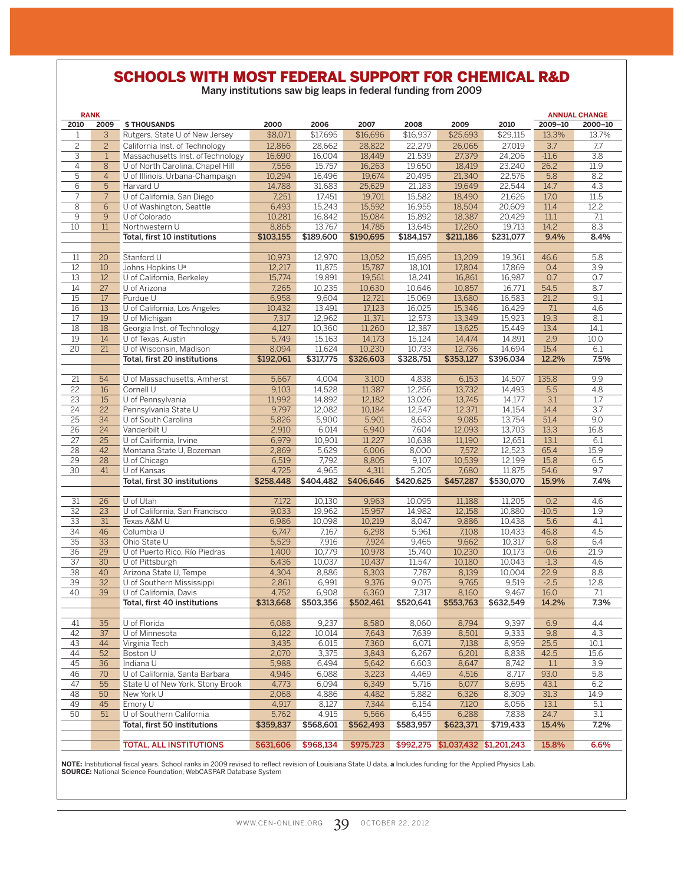## SCHOOLS WITH MOST FEDERAL SUPPORT FOR CHEMICAL R&D

Many institutions saw big leaps in federal funding from 2009

| RANK | | | | | | | | | ANNUAL CHANGE | |
|---|---|---|---|---|---|---|---|---|---|---|
| 2010 | 2009 | $ THOUSANDS | 2000 | 2006 | 2007 | 2008 | 2009 | 2010 | 2009–10 | 2000–10 |
| 1 | 3 | Rutgers, State U of New Jersey | $8,071 | $17,695 | $16,696 | $16,937 | $25,693 | $29,115 | 13.3% | 13.7% |
| 2 | 2 | California Inst. of Technology | 12,866 | 28,662 | 28,822 | 22,279 | 26,065 | 27,019 | 3.7 | 7.7 |
| 3 | 1 | Massachusetts Inst. of Technology | 16,690 | 16,004 | 18,449 | 21,539 | 27,379 | 24,206 | -11.6 | 3.8 |
| 4 | 8 | U of North Carolina, Chapel Hill | 7,556 | 15,757 | 16,263 | 19,650 | 18,419 | 23,240 | 26.2 | 11.9 |
| 5 | 4 | U of Illinois, Urbana-Champaign | 10,294 | 16,496 | 19,674 | 20,495 | 21,340 | 22,576 | 5.8 | 8.2 |
| 6 | 5 | Harvard U | 14,788 | 31,683 | 25,629 | 21,183 | 19,649 | 22,544 | 14.7 | 4.3 |
| 7 | 7 | U of California, San Diego | 7,251 | 17,451 | 19,701 | 15,582 | 18,490 | 21,626 | 17.0 | 11.5 |
| 8 | 6 | U of Washington, Seattle | 6,493 | 15,243 | 15,592 | 16,955 | 18,504 | 20,609 | 11.4 | 12.2 |
| 9 | 9 | U of Colorado | 10,281 | 16,842 | 15,084 | 15,892 | 18,387 | 20,429 | 11.1 | 7.1 |
| 10 | 11 | Northwestern U | 8,865 | 13,767 | 14,785 | 13,645 | 17,260 | 19,713 | 14.2 | 8.3 |
| | | **Total, first 10 institutions** | **$103,155** | **$189,600** | **$190,695** | **$184,157** | **$211,186** | **$231,077** | **9.4%** | **8.4%** |
| 11 | 20 | Stanford U | 10,973 | 12,970 | 13,052 | 15,695 | 13,209 | 19,361 | 46.6 | 5.8 |
| 12 | 10 | Johns Hopkins U[a] | 12,217 | 11,875 | 15,787 | 18,101 | 17,804 | 17,869 | 0.4 | 3.9 |
| 13 | 12 | U of California, Berkeley | 15,774 | 19,891 | 19,561 | 18,241 | 16,861 | 16,987 | 0.7 | 0.7 |
| 14 | 27 | U of Arizona | 7,265 | 10,235 | 10,630 | 10,646 | 10,857 | 16,771 | 54.5 | 8.7 |
| 15 | 17 | Purdue U | 6,958 | 9,604 | 12,721 | 15,069 | 13,680 | 16,583 | 21.2 | 9.1 |
| 16 | 13 | U of California, Los Angeles | 10,432 | 13,491 | 17,123 | 16,025 | 15,346 | 16,429 | 7.1 | 4.6 |
| 17 | 19 | U of Michigan | 7,317 | 12,962 | 11,371 | 12,573 | 13,349 | 15,923 | 19.3 | 8.1 |
| 18 | 18 | Georgia Inst. of Technology | 4,127 | 10,360 | 11,260 | 12,387 | 13,625 | 15,449 | 13.4 | 14.1 |
| 19 | 14 | U of Texas, Austin | 5,749 | 15,163 | 14,173 | 15,124 | 14,474 | 14,891 | 2.9 | 10.0 |
| 20 | 21 | U of Wisconsin, Madison | 8,094 | 11,624 | 10,230 | 10,733 | 12,736 | 14,694 | 15.4 | 6.1 |
| | | **Total, first 20 institutions** | **$192,061** | **$317,775** | **$326,603** | **$328,751** | **$353,127** | **$396,034** | **12.2%** | **7.5%** |
| 21 | 54 | U of Massachusetts, Amherst | 5,667 | 4,004 | 3,100 | 4,838 | 6,153 | 14,507 | 135.8 | 9.9 |
| 22 | 16 | Cornell U | 9,103 | 14,528 | 11,387 | 12,256 | 13,732 | 14,493 | 5.5 | 4.8 |
| 23 | 15 | U of Pennsylvania | 11,992 | 14,892 | 12,182 | 13,026 | 13,745 | 14,177 | 3.1 | 1.7 |
| 24 | 22 | Pennsylvania State U | 9,797 | 12,082 | 10,184 | 12,547 | 12,371 | 14,154 | 14.4 | 3.7 |
| 25 | 34 | U of South Carolina | 5,826 | 5,900 | 5,901 | 8,653 | 9,085 | 13,754 | 51.4 | 9.0 |
| 26 | 24 | Vanderbilt U | 2,910 | 6,014 | 6,940 | 7,604 | 12,093 | 13,703 | 13.3 | 16.8 |
| 27 | 25 | U of California, Irvine | 6,979 | 10,901 | 11,227 | 10,638 | 11,190 | 12,651 | 13.1 | 6.1 |
| 28 | 42 | Montana State U, Bozeman | 2,869 | 5,629 | 6,006 | 8,000 | 7,572 | 12,523 | 65.4 | 15.9 |
| 29 | 28 | U of Chicago | 6,519 | 7,792 | 8,805 | 9,107 | 10,539 | 12,199 | 15.8 | 6.5 |
| 30 | 41 | U of Kansas | 4,725 | 4,965 | 4,311 | 5,205 | 7,680 | 11,875 | 54.6 | 9.7 |
| | | **Total, first 30 institutions** | **$258,448** | **$404,482** | **$406,646** | **$420,625** | **$457,287** | **$530,070** | **15.9%** | **7.4%** |
| 31 | 26 | U of Utah | 7,172 | 10,130 | 9,963 | 10,095 | 11,188 | 11,205 | 0.2 | 4.6 |
| 32 | 23 | U of California, San Francisco | 9,033 | 19,962 | 15,957 | 14,982 | 12,158 | 10,880 | -10.5 | 1.9 |
| 33 | 31 | Texas A&M U | 6,986 | 10,098 | 10,219 | 8,047 | 9,886 | 10,438 | 5.6 | 4.1 |
| 34 | 46 | Columbia U | 6,747 | 7,167 | 6,298 | 5,961 | 7,108 | 10,433 | 46.8 | 4.5 |
| 35 | 33 | Ohio State U | 5,529 | 7,916 | 7,924 | 9,465 | 9,662 | 10,317 | 6.8 | 6.4 |
| 36 | 29 | U of Puerto Rico, Río Piedras | 1,400 | 10,779 | 10,978 | 15,740 | 10,230 | 10,173 | -0.6 | 21.9 |
| 37 | 30 | U of Pittsburgh | 6,436 | 10,037 | 10,437 | 11,547 | 10,180 | 10,043 | -1.3 | 4.6 |
| 38 | 40 | Arizona State U, Tempe | 4,304 | 8,886 | 8,303 | 7,787 | 8,139 | 10,004 | 22.9 | 8.8 |
| 39 | 32 | U of Southern Mississippi | 2,861 | 6,991 | 9,376 | 9,075 | 9,765 | 9,519 | -2.5 | 12.8 |
| 40 | 39 | U of California, Davis | 4,752 | 6,908 | 6,360 | 7,317 | 8,160 | 9,467 | 16.0 | 7.1 |
| | | **Total, first 40 institutions** | **$313,668** | **$503,356** | **$502,461** | **$520,641** | **$553,763** | **$632,549** | **14.2%** | **7.3%** |
| 41 | 35 | U of Florida | 6,088 | 9,237 | 8,580 | 8,060 | 8,794 | 9,397 | 6.9 | 4.4 |
| 42 | 37 | U of Minnesota | 6,122 | 10,014 | 7,643 | 7,639 | 8,501 | 9,333 | 9.8 | 4.3 |
| 43 | 44 | Virginia Tech | 3,435 | 6,015 | 7,360 | 6,071 | 7,138 | 8,959 | 25.5 | 10.1 |
| 44 | 52 | Boston U | 2,070 | 3,375 | 3,843 | 6,267 | 6,201 | 8,838 | 42.5 | 15.6 |
| 45 | 36 | Indiana U | 5,988 | 6,494 | 5,642 | 6,603 | 8,647 | 8,742 | 1.1 | 3.9 |
| 46 | 70 | U of California, Santa Barbara | 4,946 | 6,088 | 3,223 | 4,469 | 4,516 | 8,717 | 93.0 | 5.8 |
| 47 | 55 | State U of New York, Stony Brook | 4,773 | 6,094 | 6,349 | 5,716 | 6,077 | 8,695 | 43.1 | 6.2 |
| 48 | 50 | New York U | 2,068 | 4,886 | 4,482 | 5,882 | 6,326 | 8,309 | 31.3 | 14.9 |
| 49 | 45 | Emory U | 4,917 | 8,127 | 7,344 | 6,154 | 7,120 | 8,056 | 13.1 | 5.1 |
| 50 | 51 | U of Southern California | 5,762 | 4,915 | 5,566 | 6,455 | 6,288 | 7,838 | 24.7 | 3.1 |
| | | **Total, first 50 institutions** | **$359,837** | **$568,601** | **$562,493** | **$583,957** | **$623,371** | **$719,433** | **15.4%** | **7.2%** |
| | | **TOTAL, ALL INSTITUTIONS** | **$631,606** | **$968,134** | **$975,723** | **$992,275** | **$1,037,432** | **$1,201,243** | **15.8%** | **6.6%** |

**NOTE:** Institutional fiscal years. School ranks in 2009 revised to reflect revision of Louisiana State U data. **a** Includes funding for the Applied Physics Lab.
**SOURCE:** National Science Foundation, WebCASPAR Database System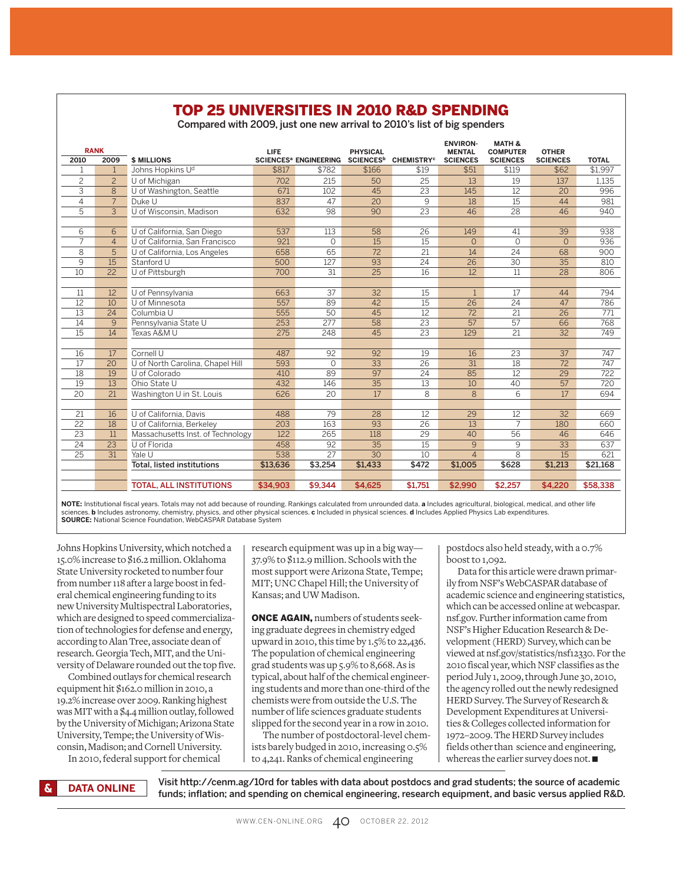## TOP 25 UNIVERSITIES IN 2010 R&D SPENDING

Compared with 2009, just one new arrival to 2010's list of big spenders

| RANK 2010 | RANK 2009 | $ MILLIONS | LIFE SCIENCES[a] | ENGINEERING | PHYSICAL SCIENCES[b] | CHEMISTRY[c] | ENVIRONMENTAL SCIENCES | MATH & COMPUTER SCIENCES | OTHER SCIENCES | TOTAL |
|---|---|---|---|---|---|---|---|---|---|---|
| 1 | 1 | Johns Hopkins U[d] | $817 | $782 | $166 | $19 | $51 | $119 | $62 | $1,997 |
| 2 | 2 | U of Michigan | 702 | 215 | 50 | 25 | 13 | 19 | 137 | 1,135 |
| 3 | 8 | U of Washington, Seattle | 671 | 102 | 45 | 23 | 145 | 12 | 20 | 996 |
| 4 | 7 | Duke U | 837 | 47 | 20 | 9 | 18 | 15 | 44 | 981 |
| 5 | 3 | U of Wisconsin, Madison | 632 | 98 | 90 | 23 | 46 | 28 | 46 | 940 |
| 6 | 6 | U of California, San Diego | 537 | 113 | 58 | 26 | 149 | 41 | 39 | 938 |
| 7 | 4 | U of California, San Francisco | 921 | 0 | 15 | 15 | 0 | 0 | 0 | 936 |
| 8 | 5 | U of California, Los Angeles | 658 | 65 | 72 | 21 | 14 | 24 | 68 | 900 |
| 9 | 15 | Stanford U | 500 | 127 | 93 | 24 | 26 | 30 | 35 | 810 |
| 10 | 22 | U of Pittsburgh | 700 | 31 | 25 | 16 | 12 | 11 | 28 | 806 |
| 11 | 12 | U of Pennsylvania | 663 | 37 | 32 | 15 | 1 | 17 | 44 | 794 |
| 12 | 10 | U of Minnesota | 557 | 89 | 42 | 15 | 26 | 24 | 47 | 786 |
| 13 | 24 | Columbia U | 555 | 50 | 45 | 12 | 72 | 21 | 26 | 771 |
| 14 | 9 | Pennsylvania State U | 253 | 277 | 58 | 23 | 57 | 57 | 66 | 768 |
| 15 | 14 | Texas A&M U | 275 | 248 | 45 | 23 | 129 | 21 | 32 | 749 |
| 16 | 17 | Cornell U | 487 | 92 | 92 | 19 | 16 | 23 | 37 | 747 |
| 17 | 20 | U of North Carolina, Chapel Hill | 593 | 0 | 33 | 26 | 31 | 18 | 72 | 747 |
| 18 | 19 | U of Colorado | 410 | 89 | 97 | 24 | 85 | 12 | 29 | 722 |
| 19 | 13 | Ohio State U | 432 | 146 | 35 | 13 | 10 | 40 | 57 | 720 |
| 20 | 21 | Washington U in St. Louis | 626 | 20 | 17 | 8 | 8 | 6 | 17 | 694 |
| 21 | 16 | U of California, Davis | 488 | 79 | 28 | 12 | 29 | 12 | 32 | 669 |
| 22 | 18 | U of California, Berkeley | 203 | 163 | 93 | 26 | 13 | 7 | 180 | 660 |
| 23 | 11 | Massachusetts Inst. of Technology | 122 | 265 | 118 | 29 | 40 | 56 | 46 | 646 |
| 24 | 23 | U of Florida | 458 | 92 | 35 | 15 | 9 | 9 | 33 | 637 |
| 25 | 31 | Yale U | 538 | 27 | 30 | 10 | 4 | 8 | 15 | 621 |
| | | **Total, listed institutions** | **$13,636** | **$3,254** | **$1,433** | **$472** | **$1,005** | **$628** | **$1,213** | **$21,168** |
| | | **TOTAL, ALL INSTITUTIONS** | **$34,903** | **$9,344** | **$4,625** | **$1,751** | **$2,990** | **$2,257** | **$4,220** | **$58,338** |

**NOTE:** Institutional fiscal years. Totals may not add because of rounding. Rankings calculated from unrounded data. **a** Includes agricultural, biological, medical, and other life sciences. **b** Includes astronomy, chemistry, physics, and other physical sciences. **c** Included in physical sciences. **d** Includes Applied Physics Lab expenditures.
**SOURCE:** National Science Foundation, WebCASPAR Database System

Johns Hopkins University, which notched a 15.0% increase to $16.2 million. Oklahoma State University rocketed to number four from number 118 after a large boost in federal chemical engineering funding to its new University Multispectral Laboratories, which are designed to speed commercialization of technologies for defense and energy, according to Alan Tree, associate dean of research. Georgia Tech, MIT, and the University of Delaware rounded out the top five.

Combined outlays for chemical research equipment hit $162.0 million in 2010, a 19.2% increase over 2009. Ranking highest was MIT with a $4.4 million outlay, followed by the University of Michigan; Arizona State University, Tempe; the University of Wisconsin, Madison; and Cornell University.

In 2010, federal support for chemical research equipment was up in a big way—37.9% to $112.9 million. Schools with the most support were Arizona State, Tempe; MIT; UNC Chapel Hill; the University of Kansas; and UW Madison.

**ONCE AGAIN,** numbers of students seeking graduate degrees in chemistry edged upward in 2010, this time by 1.5% to 22,436. The population of chemical engineering grad students was up 5.9% to 8,668. As is typical, about half of the chemical engineering students and more than one-third of the chemists were from outside the U.S. The number of life sciences graduate students slipped for the second year in a row in 2010.

The number of postdoctoral-level chemists barely budged in 2010, increasing 0.5% to 4,241. Ranks of chemical engineering postdocs also held steady, with a 0.7% boost to 1,092.

Data for this article were drawn primarily from NSF's WebCASPAR database of academic science and engineering statistics, which can be accessed online at webcaspar.nsf.gov. Further information came from NSF's Higher Education Research & Development (HERD) Survey, which can be viewed at nsf.gov/statistics/nsf12330. For the 2010 fiscal year, which NSF classifies as the period July 1, 2009, through June 30, 2010, the agency rolled out the newly redesigned HERD Survey. The Survey of Research & Development Expenditures at Universities & Colleges collected information for 1972–2009. The HERD Survey includes fields other than science and engineering, whereas the earlier survey does not. ■

**DATA ONLINE** Visit http://cenm.ag/10rd for tables with data about postdocs and grad students; the source of academic funds; inflation; and spending on chemical engineering, research equipment, and basic versus applied R&D.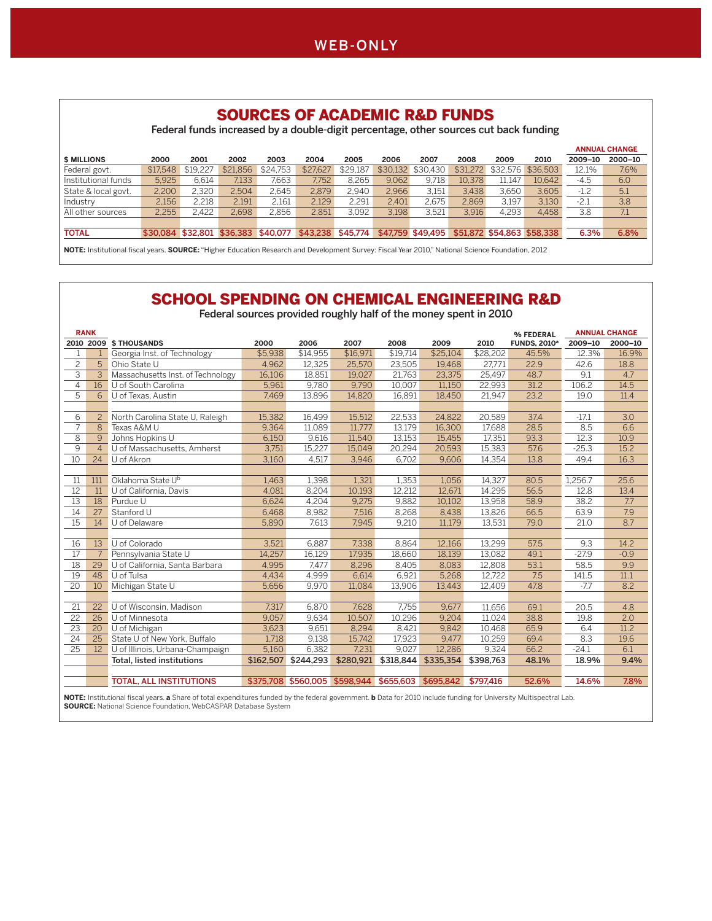WEB-ONLY

## SOURCES OF ACADEMIC R&D FUNDS

Federal funds increased by a double-digit percentage, other sources cut back funding

| $ MILLIONS | 2000 | 2001 | 2002 | 2003 | 2004 | 2005 | 2006 | 2007 | 2008 | 2009 | 2010 | ANNUAL CHANGE 2009–10 | ANNUAL CHANGE 2000–10 |
|---|---|---|---|---|---|---|---|---|---|---|---|---|---|
| Federal govt. | $17,548 | $19,227 | $21,856 | $24,753 | $27,627 | $29,187 | $30,132 | $30,430 | $31,272 | $32,576 | $36,503 | 12.1% | 7.6% |
| Institutional funds | 5,925 | 6,614 | 7,133 | 7,663 | 7,752 | 8,265 | 9,062 | 9,718 | 10,378 | 11,147 | 10,642 | -4.5 | 6.0 |
| State & local govt. | 2,200 | 2,320 | 2,504 | 2,645 | 2,879 | 2,940 | 2,966 | 3,151 | 3,438 | 3,650 | 3,605 | -1.2 | 5.1 |
| Industry | 2,156 | 2,218 | 2,191 | 2,161 | 2,129 | 2,291 | 2,401 | 2,675 | 2,869 | 3,197 | 3,130 | -2.1 | 3.8 |
| All other sources | 2,255 | 2,422 | 2,698 | 2,856 | 2,851 | 3,092 | 3,198 | 3,521 | 3,916 | 4,293 | 4,458 | 3.8 | 7.1 |
| TOTAL | $30,084 | $32,801 | $36,383 | $40,077 | $43,238 | $45,774 | $47,759 | $49,495 | $51,872 | $54,863 | $58,338 | 6.3% | 6.8% |

**NOTE:** Institutional fiscal years. **SOURCE:** "Higher Education Research and Development Survey: Fiscal Year 2010," National Science Foundation, 2012

## SCHOOL SPENDING ON CHEMICAL ENGINEERING R&D

Federal sources provided roughly half of the money spent in 2010

| RANK 2010 | RANK 2009 | $ THOUSANDS | 2000 | 2006 | 2007 | 2008 | 2009 | 2010 | % FEDERAL FUNDS, 2010[a] | ANNUAL CHANGE 2009–10 | ANNUAL CHANGE 2000–10 |
|---|---|---|---|---|---|---|---|---|---|---|---|
| 1 | 1 | Georgia Inst. of Technology | $5,938 | $14,955 | $16,971 | $19,714 | $25,104 | $28,202 | 45.5% | 12.3% | 16.9% |
| 2 | 5 | Ohio State U | 4,962 | 12,325 | 25,570 | 23,505 | 19,468 | 27,771 | 22.9 | 42.6 | 18.8 |
| 3 | 3 | Massachusetts Inst. of Technology | 16,106 | 18,851 | 19,027 | 21,763 | 23,375 | 25,497 | 48.7 | 9.1 | 4.7 |
| 4 | 16 | U of South Carolina | 5,961 | 9,780 | 9,790 | 10,007 | 11,150 | 22,993 | 31.2 | 106.2 | 14.5 |
| 5 | 6 | U of Texas, Austin | 7,469 | 13,896 | 14,820 | 16,891 | 18,450 | 21,947 | 23.2 | 19.0 | 11.4 |
| 6 | 2 | North Carolina State U, Raleigh | 15,382 | 16,499 | 15,512 | 22,533 | 24,822 | 20,589 | 37.4 | -17.1 | 3.0 |
| 7 | 8 | Texas A&M U | 9,364 | 11,089 | 11,777 | 13,179 | 16,300 | 17,688 | 28.5 | 8.5 | 6.6 |
| 8 | 9 | Johns Hopkins U | 6,150 | 9,616 | 11,540 | 13,153 | 15,455 | 17,351 | 93.3 | 12.3 | 10.9 |
| 9 | 4 | U of Massachusetts, Amherst | 3,751 | 15,227 | 15,049 | 20,294 | 20,593 | 15,383 | 57.6 | -25.3 | 15.2 |
| 10 | 24 | U of Akron | 3,160 | 4,517 | 3,946 | 6,702 | 9,606 | 14,354 | 13.8 | 49.4 | 16.3 |
| 11 | 111 | Oklahoma State U[b] | 1,463 | 1,398 | 1,321 | 1,353 | 1,056 | 14,327 | 80.5 | 1,256.7 | 25.6 |
| 12 | 11 | U of California, Davis | 4,081 | 8,204 | 10,193 | 12,212 | 12,671 | 14,295 | 56.5 | 12.8 | 13.4 |
| 13 | 18 | Purdue U | 6,624 | 4,204 | 9,275 | 9,882 | 10,102 | 13,958 | 58.9 | 38.2 | 7.7 |
| 14 | 27 | Stanford U | 6,468 | 8,982 | 7,516 | 8,268 | 8,438 | 13,826 | 66.5 | 63.9 | 7.9 |
| 15 | 14 | U of Delaware | 5,890 | 7,613 | 7,945 | 9,210 | 11,179 | 13,531 | 79.0 | 21.0 | 8.7 |
| 16 | 13 | U of Colorado | 3,521 | 6,887 | 7,338 | 8,864 | 12,166 | 13,299 | 57.5 | 9.3 | 14.2 |
| 17 | 7 | Pennsylvania State U | 14,257 | 16,129 | 17,935 | 18,660 | 18,139 | 13,082 | 49.1 | -27.9 | -0.9 |
| 18 | 29 | U of California, Santa Barbara | 4,995 | 7,477 | 8,296 | 8,405 | 8,083 | 12,808 | 53.1 | 58.5 | 9.9 |
| 19 | 48 | U of Tulsa | 4,434 | 4,999 | 6,614 | 6,921 | 5,268 | 12,722 | 7.5 | 141.5 | 11.1 |
| 20 | 10 | Michigan State U | 5,656 | 9,970 | 11,084 | 13,906 | 13,443 | 12,409 | 47.8 | -7.7 | 8.2 |
| 21 | 22 | U of Wisconsin, Madison | 7,317 | 6,870 | 7,628 | 7,755 | 9,677 | 11,656 | 69.1 | 20.5 | 4.8 |
| 22 | 26 | U of Minnesota | 9,057 | 9,634 | 10,507 | 10,296 | 9,204 | 11,024 | 38.8 | 19.8 | 2.0 |
| 23 | 20 | U of Michigan | 3,623 | 9,651 | 8,294 | 8,421 | 9,842 | 10,468 | 65.9 | 6.4 | 11.2 |
| 24 | 25 | State U of New York, Buffalo | 1,718 | 9,138 | 15,742 | 17,923 | 9,477 | 10,259 | 69.4 | 8.3 | 19.6 |
| 25 | 12 | U of Illinois, Urbana-Champaign | 5,160 | 6,382 | 7,231 | 9,027 | 12,286 | 9,324 | 66.2 | -24.1 | 6.1 |
| | | **Total, listed institutions** | **$162,507** | **$244,293** | **$280,921** | **$318,844** | **$335,354** | **$398,763** | **48.1%** | **18.9%** | **9.4%** |
| | | TOTAL, ALL INSTITUTIONS | $375,708 | $560,005 | $598,944 | $655,603 | $695,842 | $797,416 | 52.6% | 14.6% | 7.8% |

**NOTE:** Institutional fiscal years. **a** Share of total expenditures funded by the federal government. **b** Data for 2010 include funding for University Multispectral Lab.
**SOURCE:** National Science Foundation, WebCASPAR Database System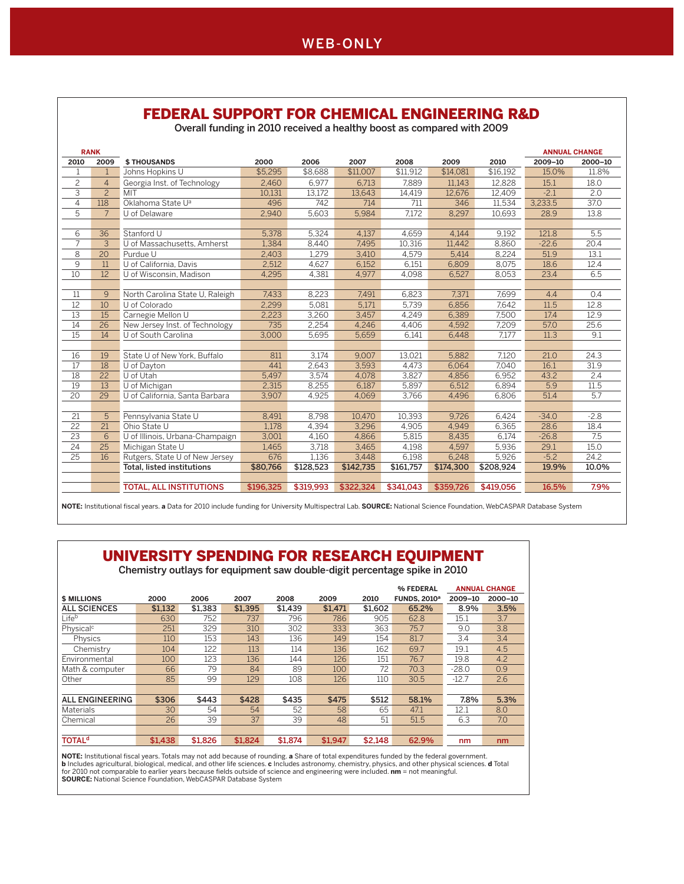WEB-ONLY

# FEDERAL SUPPORT FOR CHEMICAL ENGINEERING R&D

Overall funding in 2010 received a healthy boost as compared with 2009

| RANK 2010 | RANK 2009 | $ THOUSANDS | 2000 | 2006 | 2007 | 2008 | 2009 | 2010 | ANNUAL CHANGE 2009–10 | ANNUAL CHANGE 2000–10 |
|---|---|---|---|---|---|---|---|---|---|---|
| 1 | 1 | Johns Hopkins U | $5,295 | $8,688 | $11,007 | $11,912 | $14,081 | $16,192 | 15.0% | 11.8% |
| 2 | 4 | Georgia Inst. of Technology | 2,460 | 6,977 | 6,713 | 7,889 | 11,143 | 12,828 | 15.1 | 18.0 |
| 3 | 2 | MIT | 10,131 | 13,172 | 13,643 | 14,419 | 12,676 | 12,409 | -2.1 | 2.0 |
| 4 | 118 | Oklahoma State U[a] | 496 | 742 | 714 | 711 | 346 | 11,534 | 3,233.5 | 37.0 |
| 5 | 7 | U of Delaware | 2,940 | 5,603 | 5,984 | 7,172 | 8,297 | 10,693 | 28.9 | 13.8 |
| 6 | 36 | Stanford U | 5,378 | 5,324 | 4,137 | 4,659 | 4,144 | 9,192 | 121.8 | 5.5 |
| 7 | 3 | U of Massachusetts, Amherst | 1,384 | 8,440 | 7,495 | 10,316 | 11,442 | 8,860 | -22.6 | 20.4 |
| 8 | 20 | Purdue U | 2,403 | 1,279 | 3,410 | 4,579 | 5,414 | 8,224 | 51.9 | 13.1 |
| 9 | 11 | U of California, Davis | 2,512 | 4,627 | 6,152 | 6,151 | 6,809 | 8,075 | 18.6 | 12.4 |
| 10 | 12 | U of Wisconsin, Madison | 4,295 | 4,381 | 4,977 | 4,098 | 6,527 | 8,053 | 23.4 | 6.5 |
| 11 | 9 | North Carolina State U, Raleigh | 7,433 | 8,223 | 7,491 | 6,823 | 7,371 | 7,699 | 4.4 | 0.4 |
| 12 | 10 | U of Colorado | 2,299 | 5,081 | 5,171 | 5,739 | 6,856 | 7,642 | 11.5 | 12.8 |
| 13 | 15 | Carnegie Mellon U | 2,223 | 3,260 | 3,457 | 4,249 | 6,389 | 7,500 | 17.4 | 12.9 |
| 14 | 26 | New Jersey Inst. of Technology | 735 | 2,254 | 4,246 | 4,406 | 4,592 | 7,209 | 57.0 | 25.6 |
| 15 | 14 | U of South Carolina | 3,000 | 5,695 | 5,659 | 6,141 | 6,448 | 7,177 | 11.3 | 9.1 |
| 16 | 19 | State U of New York, Buffalo | 811 | 3,174 | 9,007 | 13,021 | 5,882 | 7,120 | 21.0 | 24.3 |
| 17 | 18 | U of Dayton | 441 | 2,643 | 3,593 | 4,473 | 6,064 | 7,040 | 16.1 | 31.9 |
| 18 | 22 | U of Utah | 5,497 | 3,574 | 4,078 | 3,827 | 4,856 | 6,952 | 43.2 | 2.4 |
| 19 | 13 | U of Michigan | 2,315 | 8,255 | 6,187 | 5,897 | 6,512 | 6,894 | 5.9 | 11.5 |
| 20 | 29 | U of California, Santa Barbara | 3,907 | 4,925 | 4,069 | 3,766 | 4,496 | 6,806 | 51.4 | 5.7 |
| 21 | 5 | Pennsylvania State U | 8,491 | 8,798 | 10,470 | 10,393 | 9,726 | 6,424 | -34.0 | -2.8 |
| 22 | 21 | Ohio State U | 1,178 | 4,394 | 3,296 | 4,905 | 4,949 | 6,365 | 28.6 | 18.4 |
| 23 | 6 | U of Illinois, Urbana-Champaign | 3,001 | 4,160 | 4,866 | 5,815 | 8,435 | 6,174 | -26.8 | 7.5 |
| 24 | 25 | Michigan State U | 1,465 | 3,718 | 3,465 | 4,198 | 4,597 | 5,936 | 29.1 | 15.0 |
| 25 | 16 | Rutgers, State U of New Jersey | 676 | 1,136 | 3,448 | 6,198 | 6,248 | 5,926 | -5.2 | 24.2 |
| | | **Total, listed institutions** | **$80,766** | **$128,523** | **$142,735** | **$161,757** | **$174,300** | **$208,924** | **19.9%** | **10.0%** |
| | | **TOTAL, ALL INSTITUTIONS** | **$196,325** | **$319,993** | **$322,324** | **$341,043** | **$359,726** | **$419,056** | **16.5%** | **7.9%** |

**NOTE:** Institutional fiscal years. **a** Data for 2010 include funding for University Multispectral Lab. **SOURCE:** National Science Foundation, WebCASPAR Database System

# UNIVERSITY SPENDING FOR RESEARCH EQUIPMENT

Chemistry outlays for equipment saw double-digit percentage spike in 2010

| $ MILLIONS | 2000 | 2006 | 2007 | 2008 | 2009 | 2010 | % FEDERAL FUNDS, 2010[a] | ANNUAL CHANGE 2009–10 | ANNUAL CHANGE 2000–10 |
|---|---|---|---|---|---|---|---|---|---|
| **ALL SCIENCES** | **$1,132** | **$1,383** | **$1,395** | **$1,439** | **$1,471** | **$1,602** | **65.2%** | **8.9%** | **3.5%** |
| Life[b] | 630 | 752 | 737 | 796 | 786 | 905 | 62.8 | 15.1 | 3.7 |
| Physical[c] | 251 | 329 | 310 | 302 | 333 | 363 | 75.7 | 9.0 | 3.8 |
| Physics | 110 | 153 | 143 | 136 | 149 | 154 | 81.7 | 3.4 | 3.4 |
| Chemistry | 104 | 122 | 113 | 114 | 136 | 162 | 69.7 | 19.1 | 4.5 |
| Environmental | 100 | 123 | 136 | 144 | 126 | 151 | 76.7 | 19.8 | 4.2 |
| Math & computer | 66 | 79 | 84 | 89 | 100 | 72 | 70.3 | -28.0 | 0.9 |
| Other | 85 | 99 | 129 | 108 | 126 | 110 | 30.5 | -12.7 | 2.6 |
| **ALL ENGINEERING** | **$306** | **$443** | **$428** | **$435** | **$475** | **$512** | **58.1%** | **7.8%** | **5.3%** |
| Materials | 30 | 54 | 54 | 52 | 58 | 65 | 47.1 | 12.1 | 8.0 |
| Chemical | 26 | 39 | 37 | 39 | 48 | 51 | 51.5 | 6.3 | 7.0 |
| **TOTAL[d]** | **$1,438** | **$1,826** | **$1,824** | **$1,874** | **$1,947** | **$2,148** | **62.9%** | **nm** | **nm** |

**NOTE:** Institutional fiscal years. Totals may not add because of rounding. **a** Share of total expenditures funded by the federal government. **b** Includes agricultural, biological, medical, and other life sciences. **c** Includes astronomy, chemistry, physics, and other physical sciences. **d** Total for 2010 not comparable to earlier years because fields outside of science and engineering were included. **nm** = not meaningful.
**SOURCE:** National Science Foundation, WebCASPAR Database System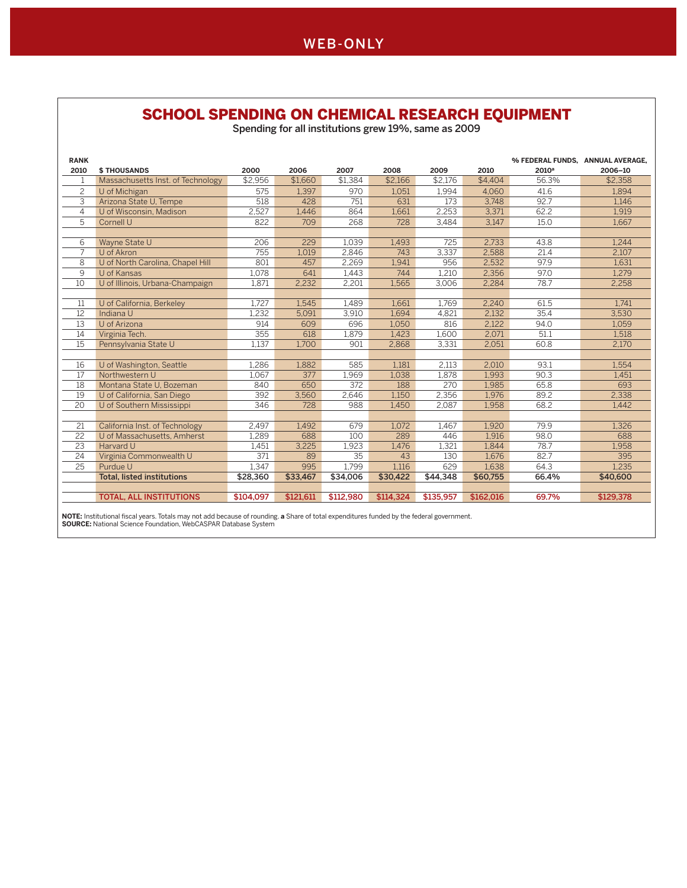WEB-ONLY

## SCHOOL SPENDING ON CHEMICAL RESEARCH EQUIPMENT

Spending for all institutions grew 19%, same as 2009

| RANK 2010 | $ THOUSANDS | 2000 | 2006 | 2007 | 2008 | 2009 | 2010 | % FEDERAL FUNDS, 2010[a] | ANNUAL AVERAGE, 2006–10 |
|---|---|---|---|---|---|---|---|---|---|
| 1 | Massachusetts Inst. of Technology | $2,956 | $1,660 | $1,384 | $2,166 | $2,176 | $4,404 | 56.3% | $2,358 |
| 2 | U of Michigan | 575 | 1,397 | 970 | 1,051 | 1,994 | 4,060 | 41.6 | 1,894 |
| 3 | Arizona State U, Tempe | 518 | 428 | 751 | 631 | 173 | 3,748 | 92.7 | 1,146 |
| 4 | U of Wisconsin, Madison | 2,527 | 1,446 | 864 | 1,661 | 2,253 | 3,371 | 62.2 | 1,919 |
| 5 | Cornell U | 822 | 709 | 268 | 728 | 3,484 | 3,147 | 15.0 | 1,667 |
| 6 | Wayne State U | 206 | 229 | 1,039 | 1,493 | 725 | 2,733 | 43.8 | 1,244 |
| 7 | U of Akron | 755 | 1,019 | 2,846 | 743 | 3,337 | 2,588 | 21.4 | 2,107 |
| 8 | U of North Carolina, Chapel Hill | 801 | 457 | 2,269 | 1,941 | 956 | 2,532 | 97.9 | 1,631 |
| 9 | U of Kansas | 1,078 | 641 | 1,443 | 744 | 1,210 | 2,356 | 97.0 | 1,279 |
| 10 | U of Illinois, Urbana-Champaign | 1,871 | 2,232 | 2,201 | 1,565 | 3,006 | 2,284 | 78.7 | 2,258 |
| 11 | U of California, Berkeley | 1,727 | 1,545 | 1,489 | 1,661 | 1,769 | 2,240 | 61.5 | 1,741 |
| 12 | Indiana U | 1,232 | 5,091 | 3,910 | 1,694 | 4,821 | 2,132 | 35.4 | 3,530 |
| 13 | U of Arizona | 914 | 609 | 696 | 1,050 | 816 | 2,122 | 94.0 | 1,059 |
| 14 | Virginia Tech. | 355 | 618 | 1,879 | 1,423 | 1,600 | 2,071 | 51.1 | 1,518 |
| 15 | Pennsylvania State U | 1,137 | 1,700 | 901 | 2,868 | 3,331 | 2,051 | 60.8 | 2,170 |
| 16 | U of Washington, Seattle | 1,286 | 1,882 | 585 | 1,181 | 2,113 | 2,010 | 93.1 | 1,554 |
| 17 | Northwestern U | 1,067 | 377 | 1,969 | 1,038 | 1,878 | 1,993 | 90.3 | 1,451 |
| 18 | Montana State U, Bozeman | 840 | 650 | 372 | 188 | 270 | 1,985 | 65.8 | 693 |
| 19 | U of California, San Diego | 392 | 3,560 | 2,646 | 1,150 | 2,356 | 1,976 | 89.2 | 2,338 |
| 20 | U of Southern Mississippi | 346 | 728 | 988 | 1,450 | 2,087 | 1,958 | 68.2 | 1,442 |
| 21 | California Inst. of Technology | 2,497 | 1,492 | 679 | 1,072 | 1,467 | 1,920 | 79.9 | 1,326 |
| 22 | U of Massachusetts, Amherst | 1,289 | 688 | 100 | 289 | 446 | 1,916 | 98.0 | 688 |
| 23 | Harvard U | 1,451 | 3,225 | 1,923 | 1,476 | 1,321 | 1,844 | 78.7 | 1,958 |
| 24 | Virginia Commonwealth U | 371 | 89 | 35 | 43 | 130 | 1,676 | 82.7 | 395 |
| 25 | Purdue U | 1,347 | 995 | 1,799 | 1,116 | 629 | 1,638 | 64.3 | 1,235 |
| | **Total, listed institutions** | **$28,360** | **$33,467** | **$34,006** | **$30,422** | **$44,348** | **$60,755** | **66.4%** | **$40,600** |
| | **TOTAL, ALL INSTITUTIONS** | **$104,097** | **$121,611** | **$112,980** | **$114,324** | **$135,957** | **$162,016** | **69.7%** | **$129,378** |

**NOTE:** Institutional fiscal years. Totals may not add because of rounding. **a** Share of total expenditures funded by the federal government.
**SOURCE:** National Science Foundation, WebCASPAR Database System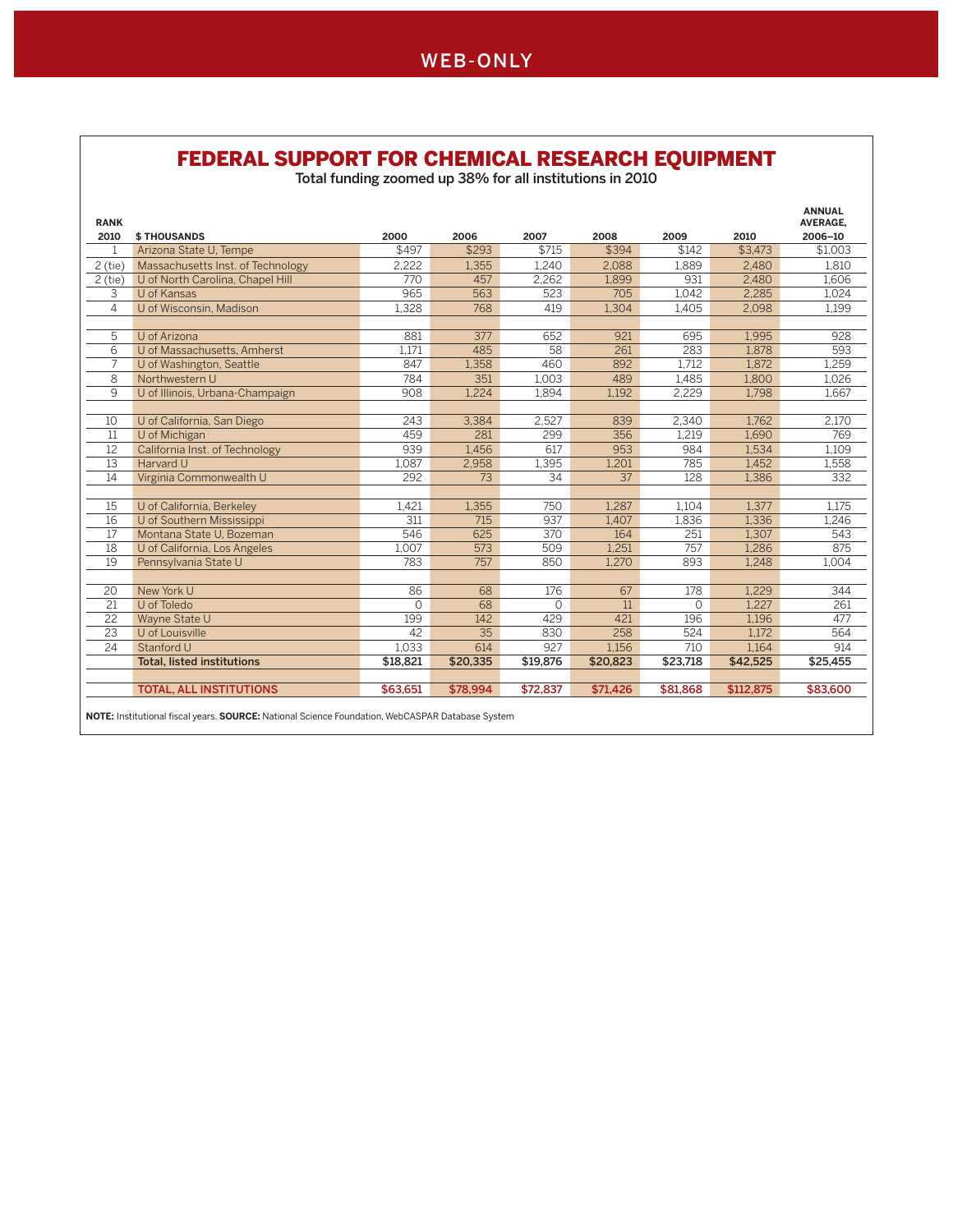WEB-ONLY

## FEDERAL SUPPORT FOR CHEMICAL RESEARCH EQUIPMENT

Total funding zoomed up 38% for all institutions in 2010

| RANK 2010 | $ THOUSANDS | 2000 | 2006 | 2007 | 2008 | 2009 | 2010 | ANNUAL AVERAGE, 2006–10 |
|---|---|---|---|---|---|---|---|---|
| 1 | Arizona State U, Tempe | $497 | $293 | $715 | $394 | $142 | $3,473 | $1,003 |
| 2 (tie) | Massachusetts Inst. of Technology | 2,222 | 1,355 | 1,240 | 2,088 | 1,889 | 2,480 | 1,810 |
| 2 (tie) | U of North Carolina, Chapel Hill | 770 | 457 | 2,262 | 1,899 | 931 | 2,480 | 1,606 |
| 3 | U of Kansas | 965 | 563 | 523 | 705 | 1,042 | 2,285 | 1,024 |
| 4 | U of Wisconsin, Madison | 1,328 | 768 | 419 | 1,304 | 1,405 | 2,098 | 1,199 |
| 5 | U of Arizona | 881 | 377 | 652 | 921 | 695 | 1,995 | 928 |
| 6 | U of Massachusetts, Amherst | 1,171 | 485 | 58 | 261 | 283 | 1,878 | 593 |
| 7 | U of Washington, Seattle | 847 | 1,358 | 460 | 892 | 1,712 | 1,872 | 1,259 |
| 8 | Northwestern U | 784 | 351 | 1,003 | 489 | 1,485 | 1,800 | 1,026 |
| 9 | U of Illinois, Urbana-Champaign | 908 | 1,224 | 1,894 | 1,192 | 2,229 | 1,798 | 1,667 |
| 10 | U of California, San Diego | 243 | 3,384 | 2,527 | 839 | 2,340 | 1,762 | 2,170 |
| 11 | U of Michigan | 459 | 281 | 299 | 356 | 1,219 | 1,690 | 769 |
| 12 | California Inst. of Technology | 939 | 1,456 | 617 | 953 | 984 | 1,534 | 1,109 |
| 13 | Harvard U | 1,087 | 2,958 | 1,395 | 1,201 | 785 | 1,452 | 1,558 |
| 14 | Virginia Commonwealth U | 292 | 73 | 34 | 37 | 128 | 1,386 | 332 |
| 15 | U of California, Berkeley | 1,421 | 1,355 | 750 | 1,287 | 1,104 | 1,377 | 1,175 |
| 16 | U of Southern Mississippi | 311 | 715 | 937 | 1,407 | 1,836 | 1,336 | 1,246 |
| 17 | Montana State U, Bozeman | 546 | 625 | 370 | 164 | 251 | 1,307 | 543 |
| 18 | U of California, Los Angeles | 1,007 | 573 | 509 | 1,251 | 757 | 1,286 | 875 |
| 19 | Pennsylvania State U | 783 | 757 | 850 | 1,270 | 893 | 1,248 | 1,004 |
| 20 | New York U | 86 | 68 | 176 | 67 | 178 | 1,229 | 344 |
| 21 | U of Toledo | 0 | 68 | 0 | 11 | 0 | 1,227 | 261 |
| 22 | Wayne State U | 199 | 142 | 429 | 421 | 196 | 1,196 | 477 |
| 23 | U of Louisville | 42 | 35 | 830 | 258 | 524 | 1,172 | 564 |
| 24 | Stanford U | 1,033 | 614 | 927 | 1,156 | 710 | 1,164 | 914 |
| | **Total, listed institutions** | **$18,821** | **$20,335** | **$19,876** | **$20,823** | **$23,718** | **$42,525** | **$25,455** |
| | **TOTAL, ALL INSTITUTIONS** | **$63,651** | **$78,994** | **$72,837** | **$71,426** | **$81,868** | **$112,875** | **$83,600** |

**NOTE:** Institutional fiscal years. **SOURCE:** National Science Foundation, WebCASPAR Database System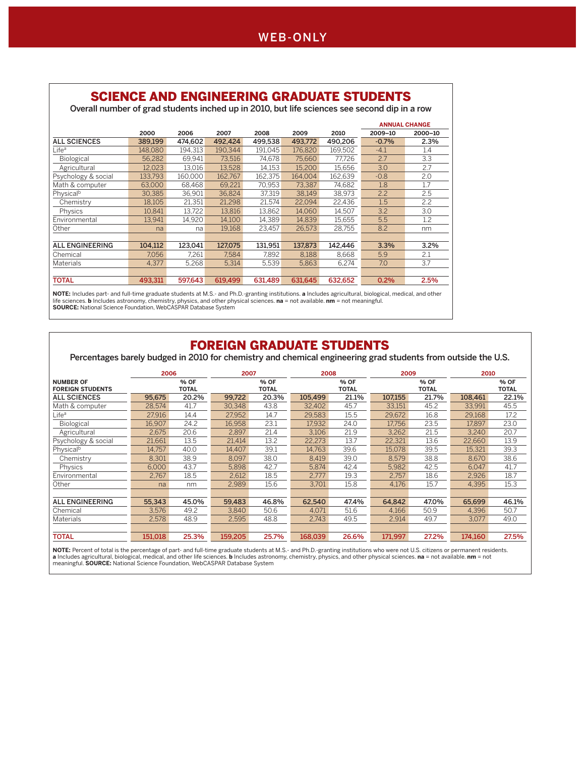WEB-ONLY

## SCIENCE AND ENGINEERING GRADUATE STUDENTS

Overall number of grad students inched up in 2010, but life sciences see second dip in a row

| | 2000 | 2006 | 2007 | 2008 | 2009 | 2010 | ANNUAL CHANGE 2009–10 | ANNUAL CHANGE 2000–10 |
|---|---|---|---|---|---|---|---|---|
| **ALL SCIENCES** | **389,199** | **474,602** | **492,424** | **499,538** | **493,772** | **490,206** | **-0.7%** | **2.3%** |
| Life[a] | 148,080 | 194,313 | 190,344 | 191,045 | 176,820 | 169,502 | -4.1 | 1.4 |
| Biological | 56,282 | 69,941 | 73,516 | 74,678 | 75,660 | 77,726 | 2.7 | 3.3 |
| Agricultural | 12,023 | 13,016 | 13,528 | 14,153 | 15,200 | 15,656 | 3.0 | 2.7 |
| Psychology & social | 133,793 | 160,000 | 162,767 | 162,375 | 164,004 | 162,639 | -0.8 | 2.0 |
| Math & computer | 63,000 | 68,468 | 69,221 | 70,953 | 73,387 | 74,682 | 1.8 | 1.7 |
| Physical[b] | 30,385 | 36,901 | 36,824 | 37,319 | 38,149 | 38,973 | 2.2 | 2.5 |
| Chemistry | 18,105 | 21,351 | 21,298 | 21,574 | 22,094 | 22,436 | 1.5 | 2.2 |
| Physics | 10,841 | 13,722 | 13,816 | 13,862 | 14,060 | 14,507 | 3.2 | 3.0 |
| Environmental | 13,941 | 14,920 | 14,100 | 14,389 | 14,839 | 15,655 | 5.5 | 1.2 |
| Other | na | na | 19,168 | 23,457 | 26,573 | 28,755 | 8.2 | nm |
| **ALL ENGINEERING** | **104,112** | **123,041** | **127,075** | **131,951** | **137,873** | **142,446** | **3.3%** | **3.2%** |
| Chemical | 7,056 | 7,261 | 7,584 | 7,892 | 8,188 | 8,668 | 5.9 | 2.1 |
| Materials | 4,377 | 5,268 | 5,314 | 5,539 | 5,863 | 6,274 | 7.0 | 3.7 |
| **TOTAL** | **493,311** | **597,643** | **619,499** | **631,489** | **631,645** | **632,652** | **0.2%** | **2.5%** |

**NOTE:** Includes part- and full-time graduate students at M.S.- and Ph.D.-granting institutions. **a** Includes agricultural, biological, medical, and other life sciences. **b** Includes astronomy, chemistry, physics, and other physical sciences. **na** = not available. **nm** = not meaningful.
**SOURCE:** National Science Foundation, WebCASPAR Database System

## FOREIGN GRADUATE STUDENTS

Percentages barely budged in 2010 for chemistry and chemical engineering grad students from outside the U.S.

| NUMBER OF FOREIGN STUDENTS | 2006 | 2006 % OF TOTAL | 2007 | 2007 % OF TOTAL | 2008 | 2008 % OF TOTAL | 2009 | 2009 % OF TOTAL | 2010 | 2010 % OF TOTAL |
|---|---|---|---|---|---|---|---|---|---|---|
| **ALL SCIENCES** | **95,675** | **20.2%** | **99,722** | **20.3%** | **105,499** | **21.1%** | **107,155** | **21.7%** | **108,461** | **22.1%** |
| Math & computer | 28,574 | 41.7 | 30,348 | 43.8 | 32,402 | 45.7 | 33,151 | 45.2 | 33,991 | 45.5 |
| Life[a] | 27,916 | 14.4 | 27,952 | 14.7 | 29,583 | 15.5 | 29,672 | 16.8 | 29,168 | 17.2 |
| Biological | 16,907 | 24.2 | 16,958 | 23.1 | 17,932 | 24.0 | 17,756 | 23.5 | 17,897 | 23.0 |
| Agricultural | 2,675 | 20.6 | 2,897 | 21.4 | 3,106 | 21.9 | 3,262 | 21.5 | 3,240 | 20.7 |
| Psychology & social | 21,661 | 13.5 | 21,414 | 13.2 | 22,273 | 13.7 | 22,321 | 13.6 | 22,660 | 13.9 |
| Physical[b] | 14,757 | 40.0 | 14,407 | 39.1 | 14,763 | 39.6 | 15,078 | 39.5 | 15,321 | 39.3 |
| Chemistry | 8,301 | 38.9 | 8,097 | 38.0 | 8,419 | 39.0 | 8,579 | 38.8 | 8,670 | 38.6 |
| Physics | 6,000 | 43.7 | 5,898 | 42.7 | 5,874 | 42.4 | 5,982 | 42.5 | 6,047 | 41.7 |
| Environmental | 2,767 | 18.5 | 2,612 | 18.5 | 2,777 | 19.3 | 2,757 | 18.6 | 2,926 | 18.7 |
| Other | na | nm | 2,989 | 15.6 | 3,701 | 15.8 | 4,176 | 15.7 | 4,395 | 15.3 |
| **ALL ENGINEERING** | **55,343** | **45.0%** | **59,483** | **46.8%** | **62,540** | **47.4%** | **64,842** | **47.0%** | **65,699** | **46.1%** |
| Chemical | 3,576 | 49.2 | 3,840 | 50.6 | 4,071 | 51.6 | 4,166 | 50.9 | 4,396 | 50.7 |
| Materials | 2,578 | 48.9 | 2,595 | 48.8 | 2,743 | 49.5 | 2,914 | 49.7 | 3,077 | 49.0 |
| **TOTAL** | **151,018** | **25.3%** | **159,205** | **25.7%** | **168,039** | **26.6%** | **171,997** | **27.2%** | **174,160** | **27.5%** |

**NOTE:** Percent of total is the percentage of part- and full-time graduate students at M.S.- and Ph.D.-granting institutions who were not U.S. citizens or permanent residents. **a** Includes agricultural, biological, medical, and other life sciences. **b** Includes astronomy, chemistry, physics, and other physical sciences. **na** = not available. **nm** = not meaningful. **SOURCE:** National Science Foundation, WebCASPAR Database System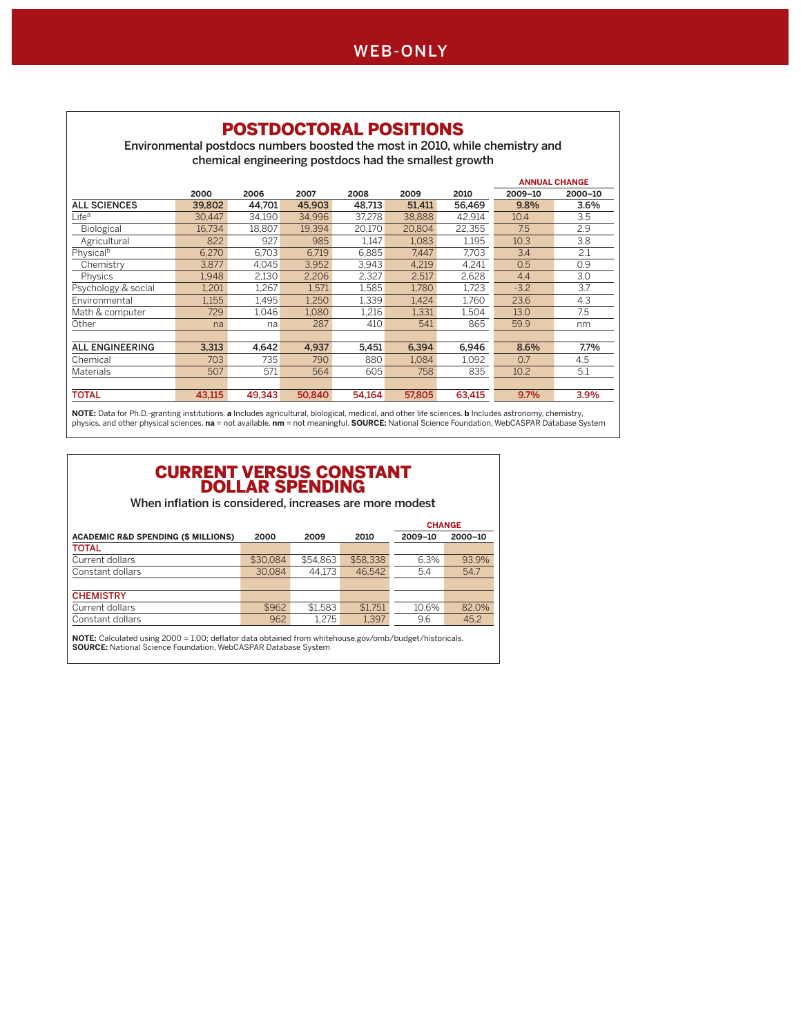WEB-ONLY

## POSTDOCTORAL POSITIONS

Environmental postdocs numbers boosted the most in 2010, while chemistry and chemical engineering postdocs had the smallest growth

| | 2000 | 2006 | 2007 | 2008 | 2009 | 2010 | ANNUAL CHANGE 2009–10 | ANNUAL CHANGE 2000–10 |
|---|---|---|---|---|---|---|---|---|
| **ALL SCIENCES** | **39,802** | **44,701** | **45,903** | **48,713** | **51,411** | **56,469** | **9.8%** | **3.6%** |
| Life[a] | 30,447 | 34,190 | 34,996 | 37,278 | 38,888 | 42,914 | 10.4 | 3.5 |
| Biological | 16,734 | 18,807 | 19,394 | 20,170 | 20,804 | 22,355 | 7.5 | 2.9 |
| Agricultural | 822 | 927 | 985 | 1,147 | 1,083 | 1,195 | 10.3 | 3.8 |
| Physical[b] | 6,270 | 6,703 | 6,719 | 6,885 | 7,447 | 7,703 | 3.4 | 2.1 |
| Chemistry | 3,877 | 4,045 | 3,952 | 3,943 | 4,219 | 4,241 | 0.5 | 0.9 |
| Physics | 1,948 | 2,130 | 2,206 | 2,327 | 2,517 | 2,628 | 4.4 | 3.0 |
| Psychology & social | 1,201 | 1,267 | 1,571 | 1,585 | 1,780 | 1,723 | -3.2 | 3.7 |
| Environmental | 1,155 | 1,495 | 1,250 | 1,339 | 1,424 | 1,760 | 23.6 | 4.3 |
| Math & computer | 729 | 1,046 | 1,080 | 1,216 | 1,331 | 1,504 | 13.0 | 7.5 |
| Other | na | na | 287 | 410 | 541 | 865 | 59.9 | nm |
| | | | | | | | | |
| **ALL ENGINEERING** | **3,313** | **4,642** | **4,937** | **5,451** | **6,394** | **6,946** | **8.6%** | **7.7%** |
| Chemical | 703 | 735 | 790 | 880 | 1,084 | 1,092 | 0.7 | 4.5 |
| Materials | 507 | 571 | 564 | 605 | 758 | 835 | 10.2 | 5.1 |
| | | | | | | | | |
| **TOTAL** | **43,115** | **49,343** | **50,840** | **54,164** | **57,805** | **63,415** | **9.7%** | **3.9%** |

**NOTE:** Data for Ph.D.-granting institutions. **a** Includes agricultural, biological, medical, and other life sciences. **b** Includes astronomy, chemistry, physics, and other physical sciences. **na** = not available. **nm** = not meaningful. **SOURCE:** National Science Foundation, WebCASPAR Database System

## CURRENT VERSUS CONSTANT DOLLAR SPENDING

When inflation is considered, increases are more modest

| ACADEMIC R&D SPENDING ($ MILLIONS) | 2000 | 2009 | 2010 | CHANGE 2009–10 | CHANGE 2000–10 |
|---|---|---|---|---|---|
| **TOTAL** | | | | | |
| Current dollars | $30,084 | $54,863 | $58,338 | 6.3% | 93.9% |
| Constant dollars | 30,084 | 44,173 | 46,542 | 5.4 | 54.7 |
| | | | | | |
| **CHEMISTRY** | | | | | |
| Current dollars | $962 | $1,583 | $1,751 | 10.6% | 82.0% |
| Constant dollars | 962 | 1,275 | 1,397 | 9.6 | 45.2 |

**NOTE:** Calculated using 2000 = 1.00; deflator data obtained from whitehouse.gov/omb/budget/historicals.
**SOURCE:** National Science Foundation, WebCASPAR Database System